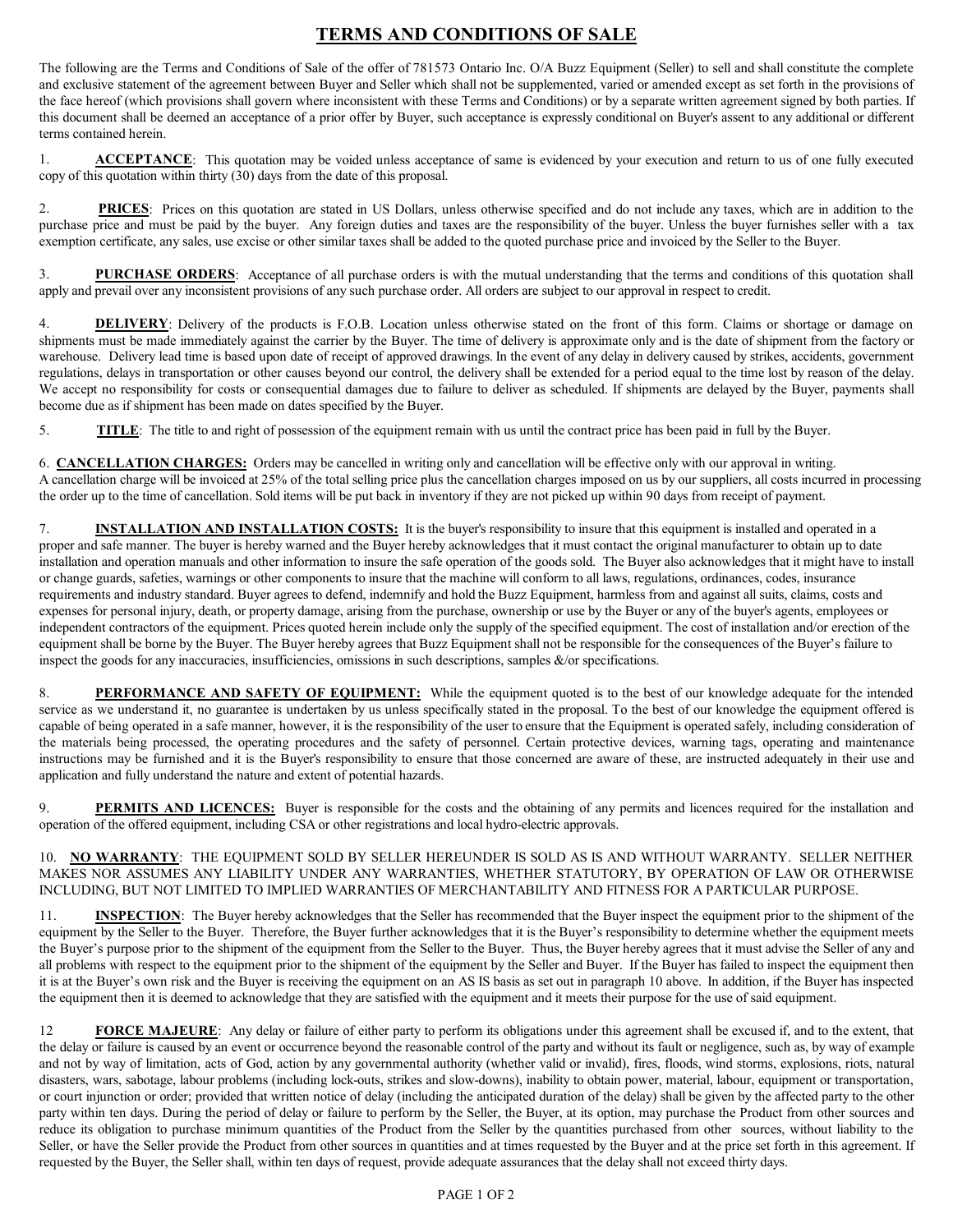# TERMS AND CONDITIONS OF SALE

The following are the Terms and Conditions of Sale of the offer of 781573 Ontario Inc. O/A Buzz Equipment (Seller) to sell and shall constitute the complete and exclusive statement of the agreement between Buyer and Seller which shall not be supplemented, varied or amended except as set forth in the provisions of the face hereof (which provisions shall govern where inconsistent with these Terms and Conditions) or by a separate written agreement signed by both parties. If this document shall be deemed an acceptance of a prior offer by Buyer, such acceptance is expressly conditional on Buyer's assent to any additional or different terms contained herein.

1. **ACCEPTANCE**: This quotation may be voided unless acceptance of same is evidenced by your execution and return to us of one fully executed copy of this quotation within thirty (30) days from the date of this proposal.

2. **PRICES**: Prices on this quotation are stated in US Dollars, unless otherwise specified and do not include any taxes, which are in addition to the purchase price and must be paid by the buyer. Any foreign duties and taxes are the responsibility of the buyer. Unless the buyer furnishes seller with a tax exemption certificate, any sales, use excise or other similar taxes shall be added to the quoted purchase price and invoiced by the Seller to the Buyer.

3. **PURCHASE ORDERS**: Acceptance of all purchase orders is with the mutual understanding that the terms and conditions of this quotation shall apply and prevail over any inconsistent provisions of any such purchase order. All orders are subject to our approval in respect to credit.

4. **DELIVERY**: Delivery of the products is F.O.B. Location unless otherwise stated on the front of this form. Claims or shortage or damage on shipments must be made immediately against the carrier by the Buyer. The time of delivery is approximate only and is the date of shipment from the factory or warehouse. Delivery lead time is based upon date of receipt of approved drawings. In the event of any delay in delivery caused by strikes, accidents, government regulations, delays in transportation or other causes beyond our control, the delivery shall be extended for a period equal to the time lost by reason of the delay. We accept no responsibility for costs or consequential damages due to failure to deliver as scheduled. If shipments are delayed by the Buyer, payments shall become due as if shipment has been made on dates specified by the Buyer.

5. **TITLE**: The title to and right of possession of the equipment remain with us until the contract price has been paid in full by the Buyer.

6. **CANCELLATION CHARGES:** Orders may be cancelled in writing only and cancellation will be effective only with our approval in writing. A cancellation charge will be invoiced at 25% of the total selling price plus the cancellation charges imposed on us by our suppliers, all costs incurred in processing the order up to the time of cancellation. Sold items will be put back in inventory if they are not picked up within 90 days from receipt of payment.

7. **INSTALLATION AND INSTALLATION COSTS:** It is the buyer's responsibility to insure that this equipment is installed and operated in a proper and safe manner. The buyer is hereby warned and the Buyer hereby acknowledges that it must contact the original manufacturer to obtain up to date installation and operation manuals and other information to insure the safe operation of the goods sold. The Buyer also acknowledges that it might have to install or change guards, safeties, warnings or other components to insure that the machine will conform to all laws, regulations, ordinances, codes, insurance requirements and industry standard. Buyer agrees to defend, indemnify and hold the Buzz Equipment, harmless from and against all suits, claims, costs and expenses for personal injury, death, or property damage, arising from the purchase, ownership or use by the Buyer or any of the buyer's agents, employees or independent contractors of the equipment. Prices quoted herein include only the supply of the specified equipment. The cost of installation and/or erection of the equipment shall be borne by the Buyer. The Buyer hereby agrees that Buzz Equipment shall not be responsible for the consequences of the Buyer's failure to inspect the goods for any inaccuracies, insufficiencies, omissions in such descriptions, samples &/or specifications.

8. **PERFORMANCE AND SAFETY OF EQUIPMENT:** While the equipment quoted is to the best of our knowledge adequate for the intended service as we understand it, no guarantee is undertaken by us unless specifically stated in the proposal. To the best of our knowledge the equipment offered is capable of being operated in a safe manner, however, it is the responsibility of the user to ensure that the Equipment is operated safely, including consideration of the materials being processed, the operating procedures and the safety of personnel. Certain protective devices, warning tags, operating and maintenance instructions may be furnished and it is the Buyer's responsibility to ensure that those concerned are aware of these, are instructed adequately in their use and application and fully understand the nature and extent of potential hazards.

9. **PERMITS AND LICENCES:** Buyer is responsible for the costs and the obtaining of any permits and licences required for the installation and operation of the offered equipment, including CSA or other registrations and local hydro-electric approvals.

10. **NO WARRANTY**: THE EQUIPMENT SOLD BY SELLER HEREUNDER IS SOLD AS IS AND WITHOUT WARRANTY. SELLER NEITHER MAKES NOR ASSUMES ANY LIABILITY UNDER ANY WARRANTIES, WHETHER STATUTORY, BY OPERATION OF LAW OR OTHERWISE INCLUDING, BUT NOT LIMITED TO IMPLIED WARRANTIES OF MERCHANTABILITY AND FITNESS FOR A PARTICULAR PURPOSE.

11. **INSPECTION**: The Buyer hereby acknowledges that the Seller has recommended that the Buyer inspect the equipment prior to the shipment of the equipment by the Seller to the Buyer. Therefore, the Buyer further acknowledges that it is the Buyer's responsibility to determine whether the equipment meets the Buyer's purpose prior to the shipment of the equipment from the Seller to the Buyer. Thus, the Buyer hereby agrees that it must advise the Seller of any and all problems with respect to the equipment prior to the shipment of the equipment by the Seller and Buyer. If the Buyer has failed to inspect the equipment then it is at the Buyer's own risk and the Buyer is receiving the equipment on an AS IS basis as set out in paragraph 10 above. In addition, if the Buyer has inspected the equipment then it is deemed to acknowledge that they are satisfied with the equipment and it meets their purpose for the use of said equipment.

12 **FORCE MAJEURE**: Any delay or failure of either party to perform its obligations under this agreement shall be excused if, and to the extent, that the delay or failure is caused by an event or occurrence beyond the reasonable control of the party and without its fault or negligence, such as, by way of example and not by way of limitation, acts of God, action by any governmental authority (whether valid or invalid), fires, floods, wind storms, explosions, riots, natural disasters, wars, sabotage, labour problems (including lock-outs, strikes and slow-downs), inability to obtain power, material, labour, equipment or transportation, or court injunction or order; provided that written notice of delay (including the anticipated duration of the delay) shall be given by the affected party to the other party within ten days. During the period of delay or failure to perform by the Seller, the Buyer, at its option, may purchase the Product from other sources and reduce its obligation to purchase minimum quantities of the Product from the Seller by the quantities purchased from other sources, without liability to the Seller, or have the Seller provide the Product from other sources in quantities and at times requested by the Buyer and at the price set forth in this agreement. If requested by the Buyer, the Seller shall, within ten days of request, provide adequate assurances that the delay shall not exceed thirty days.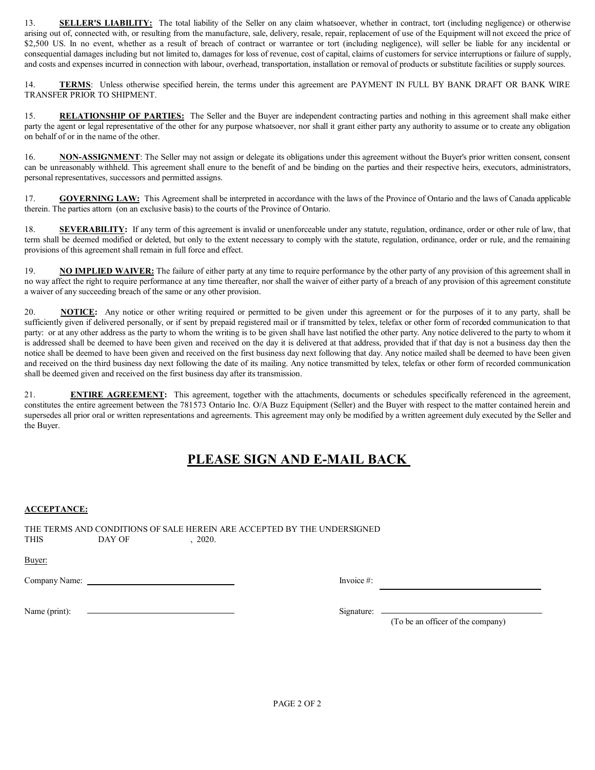13. **SELLER'S LIABILITY:** The total liability of the Seller on any claim whatsoever, whether in contract, tort (including negligence) or otherwise arising out of, connected with, or resulting from the manufacture, sale, delivery, resale, repair, replacement of use of the Equipment will not exceed the price of $2,500 US. In no event, whether as a result of breach of contract or warrantee or tort (including negligence), will seller be liable for any incidental or consequential damages including but not limited to, damages for loss of revenue, cost of capital, claims of customers for service interruptions or failure of supply, and costs and expenses incurred in connection with labour, overhead, transportation, installation or removal of products or substitute facilities or supply sources.

14. **TERMS**: Unless otherwise specified herein, the terms under this agreement are PAYMENT IN FULL BY BANK DRAFT OR BANK WIRE TRANSFER PRIOR TO SHIPMENT.

15. **RELATIONSHIP OF PARTIES:** The Seller and the Buyer are independent contracting parties and nothing in this agreement shall make either party the agent or legal representative of the other for any purpose whatsoever, nor shall it grant either party any authority to assume or to create any obligation on behalf of or in the name of the other.

16. **NON-ASSIGNMENT**: The Seller may not assign or delegate its obligations under this agreement without the Buyer's prior written consent, consent can be unreasonably withheld. This agreement shall enure to the benefit of and be binding on the parties and their respective heirs, executors, administrators, personal representatives, successors and permitted assigns.

17. **GOVERNING LAW:** This Agreement shall be interpreted in accordance with the laws of the Province of Ontario and the laws of Canada applicable therein. The parties attorn (on an exclusive basis) to the courts of the Province of Ontario.

18. **SEVERABILITY:** If any term of this agreement is invalid or unenforceable under any statute, regulation, ordinance, order or other rule of law, that term shall be deemed modified or deleted, but only to the extent necessary to comply with the statute, regulation, ordinance, order or rule, and the remaining provisions of this agreement shall remain in full force and effect.

19. **NO IMPLIED WAIVER:** The failure of either party at any time to require performance by the other party of any provision of this agreement shall in no way affect the right to require performance at any time thereafter, nor shall the waiver of either party of a breach of any provision of this agreement constitute a waiver of any succeeding breach of the same or any other provision.

20. **NOTICE:** Any notice or other writing required or permitted to be given under this agreement or for the purposes of it to any party, shall be sufficiently given if delivered personally, or if sent by prepaid registered mail or if transmitted by telex, telefax or other form of recorded communication to that party: or at any other address as the party to whom the writing is to be given shall have last notified the other party. Any notice delivered to the party to whom it is addressed shall be deemed to have been given and received on the day it is delivered at that address, provided that if that day is not a business day then the notice shall be deemed to have been given and received on the first business day next following that day. Any notice mailed shall be deemed to have been given and received on the third business day next following the date of its mailing. Any notice transmitted by telex, telefax or other form of recorded communication shall be deemed given and received on the first business day after its transmission.

21. **ENTIRE AGREEMENT:** This agreement, together with the attachments, documents or schedules specifically referenced in the agreement, constitutes the entire agreement between the 781573 Ontario Inc. O/A Buzz Equipment (Seller) and the Buyer with respect to the matter contained herein and supersedes all prior oral or written representations and agreements. This agreement may only be modified by a written agreement duly executed by the Seller and the Buyer.

# PLEASE SIGN AND E-MAIL BACK

**ACCEPTANCE:**

THE TERMS AND CONDITIONS OF SALE HEREIN ARE ACCEPTED BY THE UNDERSIGNED THIS ____ DAY OF ____, 2020.

Buyer:

Company Name: ______________________ Invoice #: ______________________

Name (print): ______________________ Signature: ______________________
(To be an officer of the company)